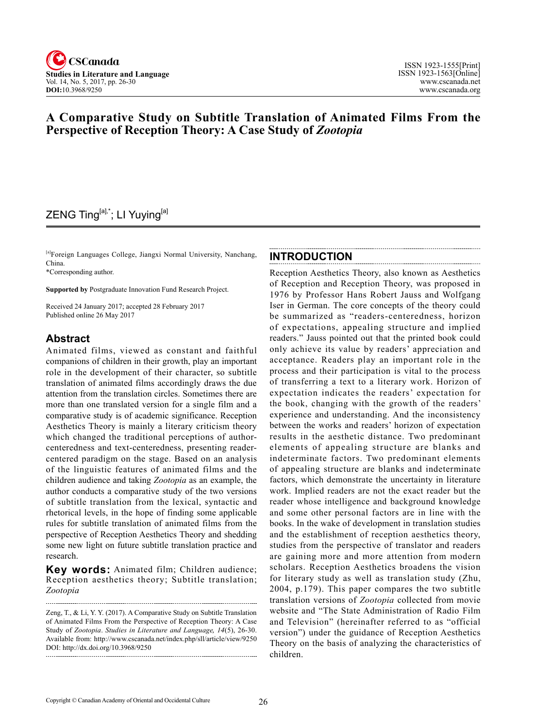# A Comparative Study on Subtitle Translation of Animated Films From the Perspective of Reception Theory: A Case Study of *Zootopia*

ZENG Ting[a],*; LI Yuying[a]

[a]Foreign Languages College, Jiangxi Normal University, Nanchang, China.
*Corresponding author.

**Supported by** Postgraduate Innovation Fund Research Project.

Received 24 January 2017; accepted 28 February 2017
Published online 26 May 2017

## Abstract

Animated films, viewed as constant and faithful companions of children in their growth, play an important role in the development of their character, so subtitle translation of animated films accordingly draws the due attention from the translation circles. Sometimes there are more than one translated version for a single film and a comparative study is of academic significance. Reception Aesthetics Theory is mainly a literary criticism theory which changed the traditional perceptions of author-centeredness and text-centeredness, presenting reader-centered paradigm on the stage. Based on an analysis of the linguistic features of animated films and the children audience and taking *Zootopia* as an example, the author conducts a comparative study of the two versions of subtitle translation from the lexical, syntactic and rhetorical levels, in the hope of finding some applicable rules for subtitle translation of animated films from the perspective of Reception Aesthetics Theory and shedding some new light on future subtitle translation practice and research.

**Key words:** Animated film; Children audience; Reception aesthetics theory; Subtitle translation; *Zootopia*

Zeng, T., & Li, Y. Y. (2017). A Comparative Study on Subtitle Translation of Animated Films From the Perspective of Reception Theory: A Case Study of *Zootopia*. *Studies in Literature and Language, 14*(5), 26-30. Available from: http://www.cscanada.net/index.php/sll/article/view/9250
DOI: http://dx.doi.org/10.3968/9250

## INTRODUCTION

Reception Aesthetics Theory, also known as Aesthetics of Reception and Reception Theory, was proposed in 1976 by Professor Hans Robert Jauss and Wolfgang Iser in German. The core concepts of the theory could be summarized as "readers-centeredness, horizon of expectations, appealing structure and implied readers." Jauss pointed out that the printed book could only achieve its value by readers' appreciation and acceptance. Readers play an important role in the process and their participation is vital to the process of transferring a text to a literary work. Horizon of expectation indicates the readers' expectation for the book, changing with the growth of the readers' experience and understanding. And the inconsistency between the works and readers' horizon of expectation results in the aesthetic distance. Two predominant elements of appealing structure are blanks and indeterminate factors. Two predominant elements of appealing structure are blanks and indeterminate factors, which demonstrate the uncertainty in literature work. Implied readers are not the exact reader but the reader whose intelligence and background knowledge and some other personal factors are in line with the books. In the wake of development in translation studies and the establishment of reception aesthetics theory, studies from the perspective of translator and readers are gaining more and more attention from modern scholars. Reception Aesthetics broadens the vision for literary study as well as translation study (Zhu, 2004, p.179). This paper compares the two subtitle translation versions of *Zootopia* collected from movie website and "The State Administration of Radio Film and Television" (hereinafter referred to as "official version") under the guidance of Reception Aesthetics Theory on the basis of analyzing the characteristics of children.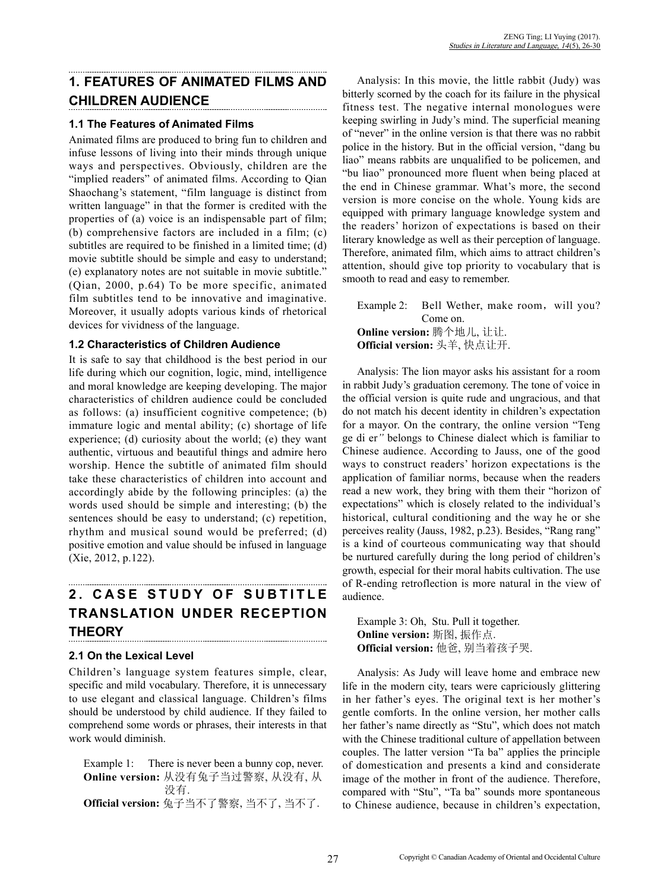## 1. FEATURES OF ANIMATED FILMS AND CHILDREN AUDIENCE

### 1.1 The Features of Animated Films

Animated films are produced to bring fun to children and infuse lessons of living into their minds through unique ways and perspectives. Obviously, children are the "implied readers" of animated films. According to Qian Shaochang's statement, "film language is distinct from written language" in that the former is credited with the properties of (a) voice is an indispensable part of film; (b) comprehensive factors are included in a film; (c) subtitles are required to be finished in a limited time; (d) movie subtitle should be simple and easy to understand; (e) explanatory notes are not suitable in movie subtitle." (Qian, 2000, p.64) To be more specific, animated film subtitles tend to be innovative and imaginative. Moreover, it usually adopts various kinds of rhetorical devices for vividness of the language.

### 1.2 Characteristics of Children Audience

It is safe to say that childhood is the best period in our life during which our cognition, logic, mind, intelligence and moral knowledge are keeping developing. The major characteristics of children audience could be concluded as follows: (a) insufficient cognitive competence; (b) immature logic and mental ability; (c) shortage of life experience; (d) curiosity about the world; (e) they want authentic, virtuous and beautiful things and admire hero worship. Hence the subtitle of animated film should take these characteristics of children into account and accordingly abide by the following principles: (a) the words used should be simple and interesting; (b) the sentences should be easy to understand; (c) repetition, rhythm and musical sound would be preferred; (d) positive emotion and value should be infused in language (Xie, 2012, p.122).

## 2. CASE STUDY OF SUBTITLE TRANSLATION UNDER RECEPTION THEORY

### 2.1 On the Lexical Level

Children's language system features simple, clear, specific and mild vocabulary. Therefore, it is unnecessary to use elegant and classical language. Children's films should be understood by child audience. If they failed to comprehend some words or phrases, their interests in that work would diminish.

Example 1: There is never been a bunny cop, never.
**Online version:** 从没有兔子当过警察, 从没有, 从没有.
**Official version:** 兔子当不了警察, 当不了, 当不了.

Analysis: In this movie, the little rabbit (Judy) was bitterly scorned by the coach for its failure in the physical fitness test. The negative internal monologues were keeping swirling in Judy's mind. The superficial meaning of "never" in the online version is that there was no rabbit police in the history. But in the official version, "dang bu liao" means rabbits are unqualified to be policemen, and "bu liao" pronounced more fluent when being placed at the end in Chinese grammar. What's more, the second version is more concise on the whole. Young kids are equipped with primary language knowledge system and the readers' horizon of expectations is based on their literary knowledge as well as their perception of language. Therefore, animated film, which aims to attract children's attention, should give top priority to vocabulary that is smooth to read and easy to remember.

Example 2: Bell Wether, make room，will you? Come on.
**Online version:** 腾个地儿, 让让.
**Official version:** 头羊, 快点让开.

Analysis: The lion mayor asks his assistant for a room in rabbit Judy's graduation ceremony. The tone of voice in the official version is quite rude and ungracious, and that do not match his decent identity in children's expectation for a mayor. On the contrary, the online version "Teng ge di er" belongs to Chinese dialect which is familiar to Chinese audience. According to Jauss, one of the good ways to construct readers' horizon expectations is the application of familiar norms, because when the readers read a new work, they bring with them their "horizon of expectations" which is closely related to the individual's historical, cultural conditioning and the way he or she perceives reality (Jauss, 1982, p.23). Besides, "Rang rang" is a kind of courteous communicating way that should be nurtured carefully during the long period of children's growth, especial for their moral habits cultivation. The use of R-ending retroflection is more natural in the view of audience.

Example 3: Oh, Stu. Pull it together.
**Online version:** 斯图, 振作点.
**Official version:** 他爸, 别当着孩子哭.

Analysis: As Judy will leave home and embrace new life in the modern city, tears were capriciously glittering in her father's eyes. The original text is her mother's gentle comforts. In the online version, her mother calls her father's name directly as "Stu", which does not match with the Chinese traditional culture of appellation between couples. The latter version "Ta ba" applies the principle of domestication and presents a kind and considerate image of the mother in front of the audience. Therefore, compared with "Stu", "Ta ba" sounds more spontaneous to Chinese audience, because in children's expectation,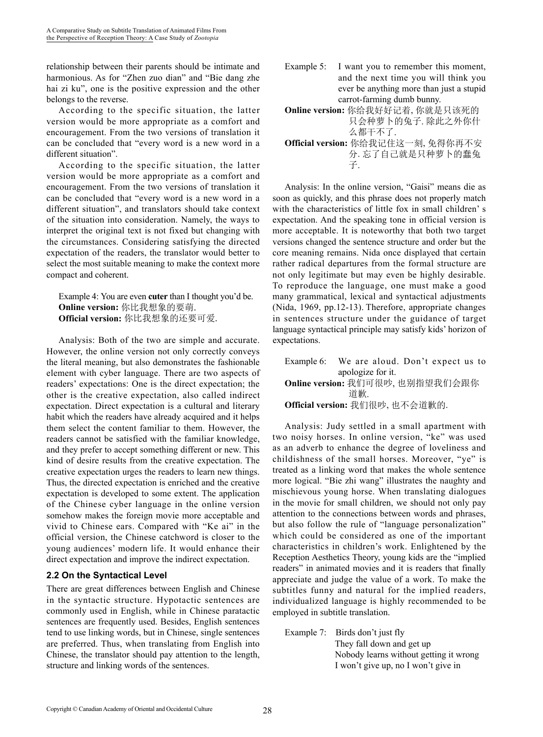relationship between their parents should be intimate and harmonious. As for "Zhen zuo dian" and "Bie dang zhe hai zi ku", one is the positive expression and the other belongs to the reverse.

According to the specific situation, the latter version would be more appropriate as a comfort and encouragement. From the two versions of translation it can be concluded that "every word is a new word in a different situation".

According to the specific situation, the latter version would be more appropriate as a comfort and encouragement. From the two versions of translation it can be concluded that "every word is a new word in a different situation", and translators should take context of the situation into consideration. Namely, the ways to interpret the original text is not fixed but changing with the circumstances. Considering satisfying the directed expectation of the readers, the translator would better to select the most suitable meaning to make the context more compact and coherent.

Example 4: You are even **cuter** than I thought you'd be.
**Online version:** 你比我想象的要萌.
**Official version:** 你比我想象的还要可爱.

Analysis: Both of the two are simple and accurate. However, the online version not only correctly conveys the literal meaning, but also demonstrates the fashionable element with cyber language. There are two aspects of readers' expectations: One is the direct expectation; the other is the creative expectation, also called indirect expectation. Direct expectation is a cultural and literary habit which the readers have already acquired and it helps them select the content familiar to them. However, the readers cannot be satisfied with the familiar knowledge, and they prefer to accept something different or new. This kind of desire results from the creative expectation. The creative expectation urges the readers to learn new things. Thus, the directed expectation is enriched and the creative expectation is developed to some extent. The application of the Chinese cyber language in the online version somehow makes the foreign movie more acceptable and vivid to Chinese ears. Compared with "Ke ai" in the official version, the Chinese catchword is closer to the young audiences' modern life. It would enhance their direct expectation and improve the indirect expectation.

### 2.2 On the Syntactical Level

There are great differences between English and Chinese in the syntactic structure. Hypotactic sentences are commonly used in English, while in Chinese paratactic sentences are frequently used. Besides, English sentences tend to use linking words, but in Chinese, single sentences are preferred. Thus, when translating from English into Chinese, the translator should pay attention to the length, structure and linking words of the sentences.

Example 5: I want you to remember this moment, and the next time you will think you ever be anything more than just a stupid carrot-farming dumb bunny.
**Online version:** 你给我好好记着, 你就是只该死的只会种萝卜的兔子. 除此之外你什么都干不了.
**Official version:** 你给我记住这一刻, 免得你再不安分. 忘了自己就是只种萝卜的蠢兔子.

Analysis: In the online version, "Gaisi" means die as soon as quickly, and this phrase does not properly match with the characteristics of little fox in small children' s expectation. And the speaking tone in official version is more acceptable. It is noteworthy that both two target versions changed the sentence structure and order but the core meaning remains. Nida once displayed that certain rather radical departures from the formal structure are not only legitimate but may even be highly desirable. To reproduce the language, one must make a good many grammatical, lexical and syntactical adjustments (Nida, 1969, pp.12-13). Therefore, appropriate changes in sentences structure under the guidance of target language syntactical principle may satisfy kids' horizon of expectations.

Example 6: We are aloud. Don't expect us to apologize for it.
**Online version:** 我们可很吵, 也别指望我们会跟你道歉.
**Official version:** 我们很吵, 也不会道歉的.

Analysis: Judy settled in a small apartment with two noisy horses. In online version, "ke" was used as an adverb to enhance the degree of loveliness and childishness of the small horses. Moreover, "ye" is treated as a linking word that makes the whole sentence more logical. "Bie zhi wang" illustrates the naughty and mischievous young horse. When translating dialogues in the movie for small children, we should not only pay attention to the connections between words and phrases, but also follow the rule of "language personalization" which could be considered as one of the important characteristics in children's work. Enlightened by the Reception Aesthetics Theory, young kids are the "implied readers" in animated movies and it is readers that finally appreciate and judge the value of a work. To make the subtitles funny and natural for the implied readers, individualized language is highly recommended to be employed in subtitle translation.

Example 7: Birds don't just fly
They fall down and get up
Nobody learns without getting it wrong
I won't give up, no I won't give in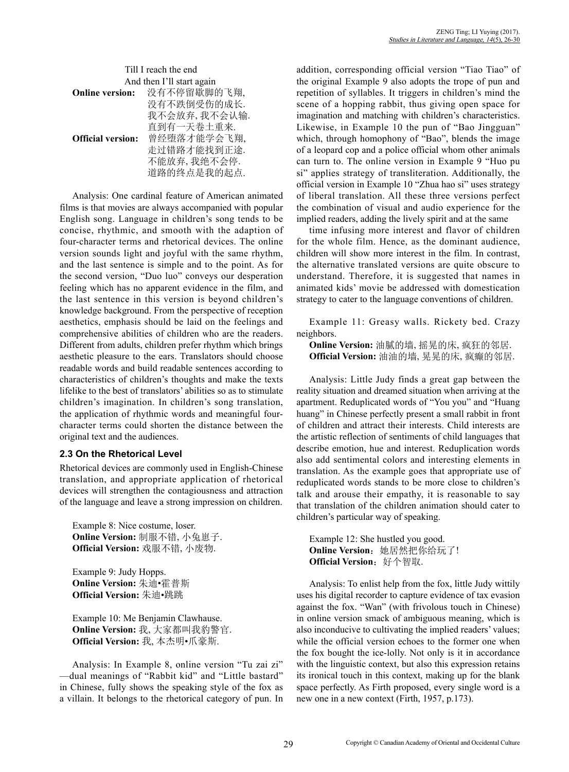Till I reach the end
And then I'll start again

**Online version:** 没有不停留歇脚的飞翔,
没有不跌倒受伤的成长.
我不会放弃, 我不会认输.
直到有一天卷土重来.

**Official version:** 曾经堕落才能学会飞翔,
走过错路才能找到正途.
不能放弃, 我绝不会停.
道路的终点是我的起点.

Analysis: One cardinal feature of American animated films is that movies are always accompanied with popular English song. Language in children's song tends to be concise, rhythmic, and smooth with the adaption of four-character terms and rhetorical devices. The online version sounds light and joyful with the same rhythm, and the last sentence is simple and to the point. As for the second version, "Duo luo" conveys our desperation feeling which has no apparent evidence in the film, and the last sentence in this version is beyond children's knowledge background. From the perspective of reception aesthetics, emphasis should be laid on the feelings and comprehensive abilities of children who are the readers. Different from adults, children prefer rhythm which brings aesthetic pleasure to the ears. Translators should choose readable words and build readable sentences according to characteristics of children's thoughts and make the texts lifelike to the best of translators' abilities so as to stimulate children's imagination. In children's song translation, the application of rhythmic words and meaningful four-character terms could shorten the distance between the original text and the audiences.

### 2.3 On the Rhetorical Level

Rhetorical devices are commonly used in English-Chinese translation, and appropriate application of rhetorical devices will strengthen the contagiousness and attraction of the language and leave a strong impression on children.

Example 8: Nice costume, loser.
**Online Version:** 制服不错, 小兔崽子.
**Official Version:** 戏服不错, 小废物.

Example 9: Judy Hopps.
**Online Version:** 朱迪•霍普斯
**Official Version:** 朱迪•跳跳

Example 10: Me Benjamin Clawhause.
**Online Version:** 我, 大家都叫我豹警官.
**Official Version:** 我, 本杰明•爪豪斯.

Analysis: In Example 8, online version "Tu zai zi" —dual meanings of "Rabbit kid" and "Little bastard" in Chinese, fully shows the speaking style of the fox as a villain. It belongs to the rhetorical category of pun. In addition, corresponding official version "Tiao Tiao" of the original Example 9 also adopts the trope of pun and repetition of syllables. It triggers in children's mind the scene of a hopping rabbit, thus giving open space for imagination and matching with children's characteristics. Likewise, in Example 10 the pun of "Bao Jingguan" which, through homophony of "Bao", blends the image of a leopard cop and a police official whom other animals can turn to. The online version in Example 9 "Huo pu si" applies strategy of transliteration. Additionally, the official version in Example 10 "Zhua hao si" uses strategy of liberal translation. All these three versions perfect the combination of visual and audio experience for the implied readers, adding the lively spirit and at the same

time infusing more interest and flavor of children for the whole film. Hence, as the dominant audience, children will show more interest in the film. In contrast, the alternative translated versions are quite obscure to understand. Therefore, it is suggested that names in animated kids' movie be addressed with domestication strategy to cater to the language conventions of children.

Example 11: Greasy walls. Rickety bed. Crazy neighbors.
**Online Version:** 油腻的墙, 摇晃的床, 疯狂的邻居.
**Official Version:** 油油的墙, 晃晃的床, 疯癫的邻居.

Analysis: Little Judy finds a great gap between the reality situation and dreamed situation when arriving at the apartment. Reduplicated words of "You you" and "Huang huang" in Chinese perfectly present a small rabbit in front of children and attract their interests. Child interests are the artistic reflection of sentiments of child languages that describe emotion, hue and interest. Reduplication words also add sentimental colors and interesting elements in translation. As the example goes that appropriate use of reduplicated words stands to be more close to children's talk and arouse their empathy, it is reasonable to say that translation of the children animation should cater to children's particular way of speaking.

Example 12: She hustled you good.
**Online Version**：她居然把你给玩了!
**Official Version**：好个智取.

Analysis: To enlist help from the fox, little Judy wittily uses his digital recorder to capture evidence of tax evasion against the fox. "Wan" (with frivolous touch in Chinese) in online version smack of ambiguous meaning, which is also inconducive to cultivating the implied readers' values; while the official version echoes to the former one when the fox bought the ice-lolly. Not only is it in accordance with the linguistic context, but also this expression retains its ironical touch in this context, making up for the blank space perfectly. As Firth proposed, every single word is a new one in a new context (Firth, 1957, p.173).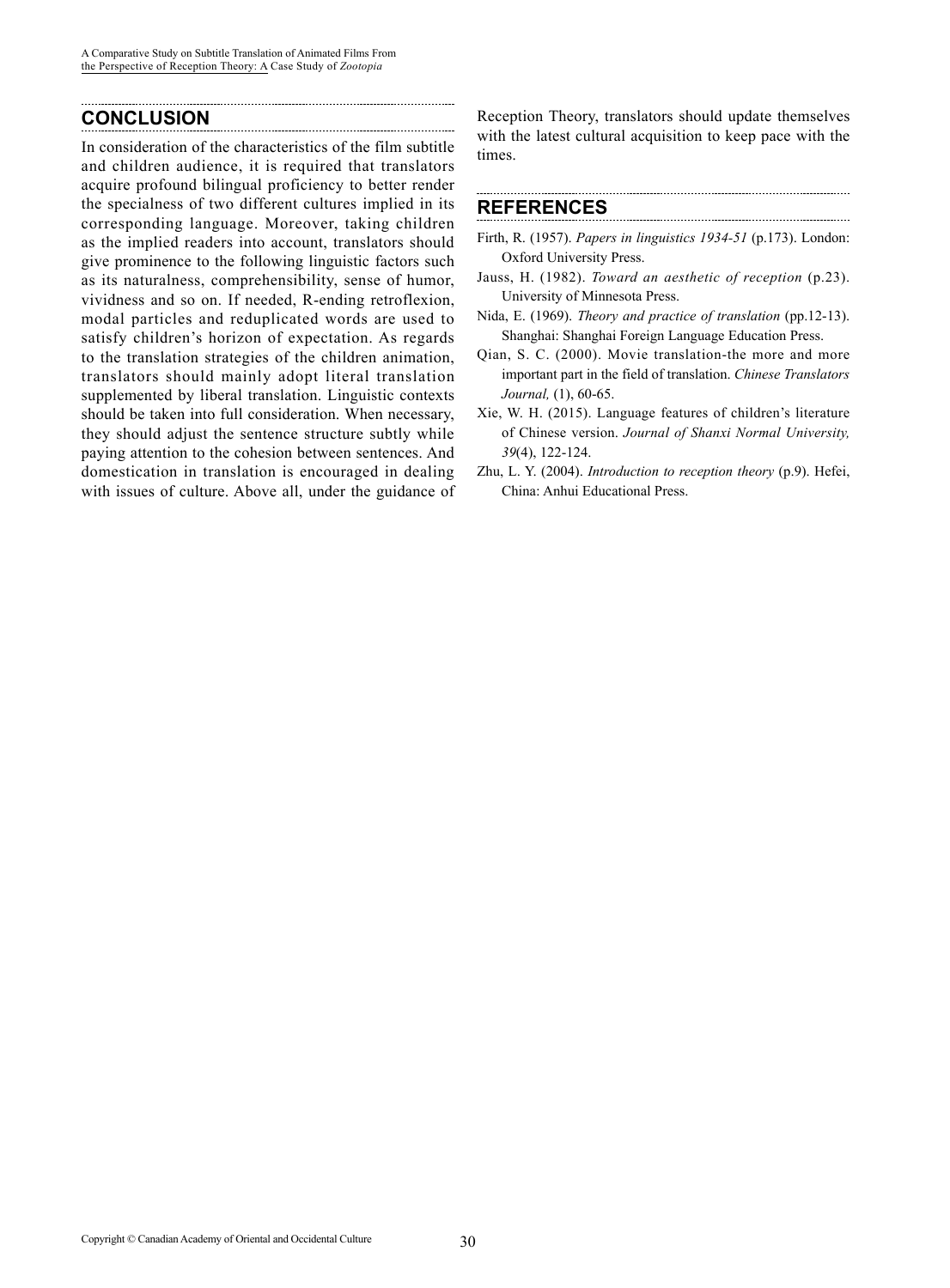## CONCLUSION

In consideration of the characteristics of the film subtitle and children audience, it is required that translators acquire profound bilingual proficiency to better render the specialness of two different cultures implied in its corresponding language. Moreover, taking children as the implied readers into account, translators should give prominence to the following linguistic factors such as its naturalness, comprehensibility, sense of humor, vividness and so on. If needed, R-ending retroflexion, modal particles and reduplicated words are used to satisfy children's horizon of expectation. As regards to the translation strategies of the children animation, translators should mainly adopt literal translation supplemented by liberal translation. Linguistic contexts should be taken into full consideration. When necessary, they should adjust the sentence structure subtly while paying attention to the cohesion between sentences. And domestication in translation is encouraged in dealing with issues of culture. Above all, under the guidance of Reception Theory, translators should update themselves with the latest cultural acquisition to keep pace with the times.

## REFERENCES

Firth, R. (1957). *Papers in linguistics 1934-51* (p.173). London: Oxford University Press.

Jauss, H. (1982). *Toward an aesthetic of reception* (p.23). University of Minnesota Press.

Nida, E. (1969). *Theory and practice of translation* (pp.12-13). Shanghai: Shanghai Foreign Language Education Press.

Qian, S. C. (2000). Movie translation-the more and more important part in the field of translation. *Chinese Translators Journal,* (1), 60-65.

Xie, W. H. (2015). Language features of children's literature of Chinese version. *Journal of Shanxi Normal University, 39*(4), 122-124.

Zhu, L. Y. (2004). *Introduction to reception theory* (p.9). Hefei, China: Anhui Educational Press.